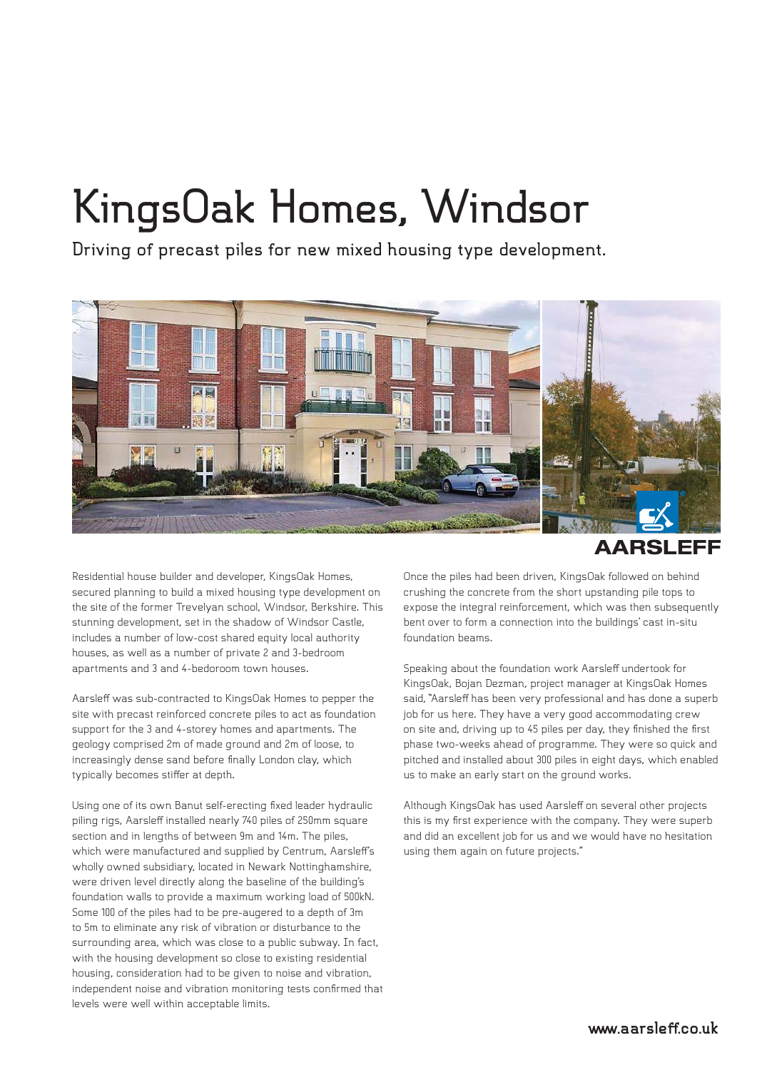# KingsOak Homes, Windsor

Driving of precast piles for new mixed housing type development.

AARSLEFF

Residential house builder and developer, KingsOak Homes, secured planning to build a mixed housing type development on the site of the former Trevelyan school, Windsor, Berkshire. This stunning development, set in the shadow of Windsor Castle, includes a number of low-cost shared equity local authority houses, as well as a number of private 2 and 3-bedroom apartments and 3 and 4-bedoroom town houses.

Aarsleff was sub-contracted to KingsOak Homes to pepper the site with precast reinforced concrete piles to act as foundation support for the 3 and 4-storey homes and apartments. The geology comprised 2m of made ground and 2m of loose, to increasingly dense sand before finally London clay, which typically becomes stiffer at depth.

Using one of its own Banut self-erecting fixed leader hydraulic piling rigs, Aarsleff installed nearly 740 piles of 250mm square section and in lengths of between 9m and 14m. The piles, which were manufactured and supplied by Centrum, Aarsleff's wholly owned subsidiary, located in Newark Nottinghamshire, were driven level directly along the baseline of the building's foundation walls to provide a maximum working load of 500kN. Some 100 of the piles had to be pre-augered to a depth of 3m to 5m to eliminate any risk of vibration or disturbance to the surrounding area, which was close to a public subway. In fact, with the housing development so close to existing residential housing, consideration had to be given to noise and vibration, independent noise and vibration monitoring tests confirmed that levels were well within acceptable limits.

Once the piles had been driven, KingsOak followed on behind crushing the concrete from the short upstanding pile tops to expose the integral reinforcement, which was then subsequently bent over to form a connection into the buildings' cast in-situ foundation beams.

Speaking about the foundation work Aarsleff undertook for KingsOak, Bojan Dezman, project manager at KingsOak Homes said, "Aarsleff has been very professional and has done a superb job for us here. They have a very good accommodating crew on site and, driving up to 45 piles per day, they finished the first phase two-weeks ahead of programme. They were so quick and pitched and installed about 300 piles in eight days, which enabled us to make an early start on the ground works.

Although KingsOak has used Aarsleff on several other projects this is my first experience with the company. They were superb and did an excellent job for us and we would have no hesitation using them again on future projects."

www.aarsleff.co.uk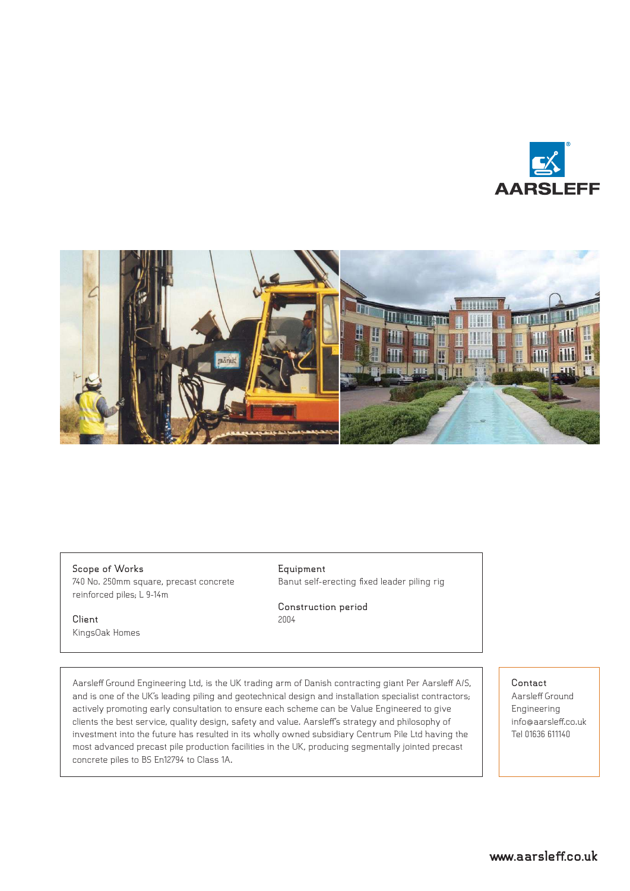AARSLEFF

Scope of Works
740 No. 250mm square, precast concrete reinforced piles; L 9-14m

Client
KingsOak Homes

Equipment
Banut self-erecting fixed leader piling rig

Construction period
2004

Aarsleff Ground Engineering Ltd, is the UK trading arm of Danish contracting giant Per Aarsleff A/S, and is one of the UK's leading piling and geotechnical design and installation specialist contractors; actively promoting early consultation to ensure each scheme can be Value Engineered to give clients the best service, quality design, safety and value. Aarsleff's strategy and philosophy of investment into the future has resulted in its wholly owned subsidiary Centrum Pile Ltd having the most advanced precast pile production facilities in the UK, producing segmentally jointed precast concrete piles to BS En12794 to Class 1A.

Contact
Aarsleff Ground Engineering
info@aarsleff.co.uk
Tel 01636 611140

www.aarsleff.co.uk